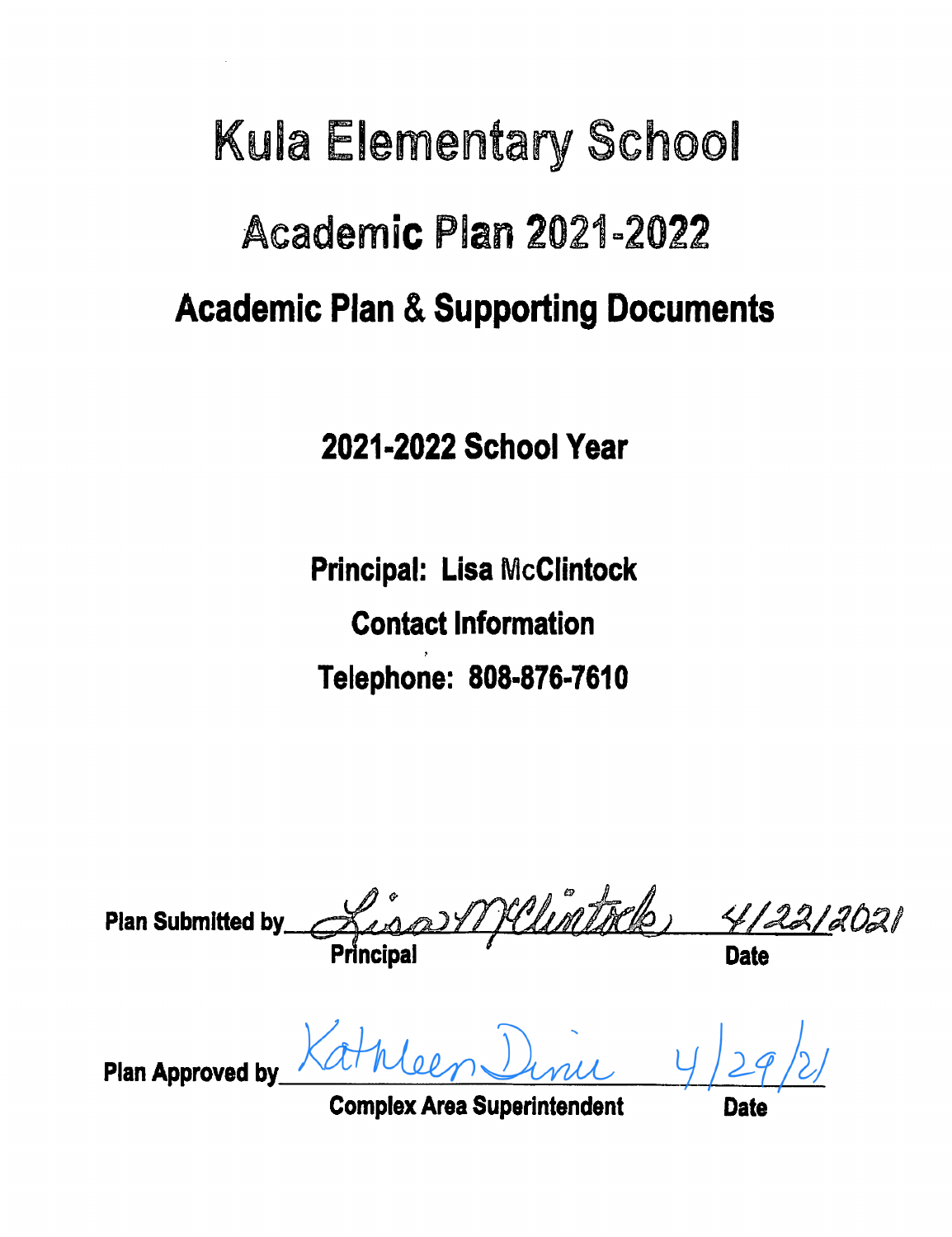# Kula Elementary School

## Academic Plan 2021-2022

## Academic Plan & Supporting Documents

**2021-2022 School Year**

**Principal: Lisa McClintock**

**Contact Information**

**Telephone: 808-876-7610**

**Plan Submitted by** Lisa McClintock 4/22/2021
**Principal** **Date**

**Plan Approved by** Kathleen Dinie 4/29/21
**Complex Area Superintendent** **Date**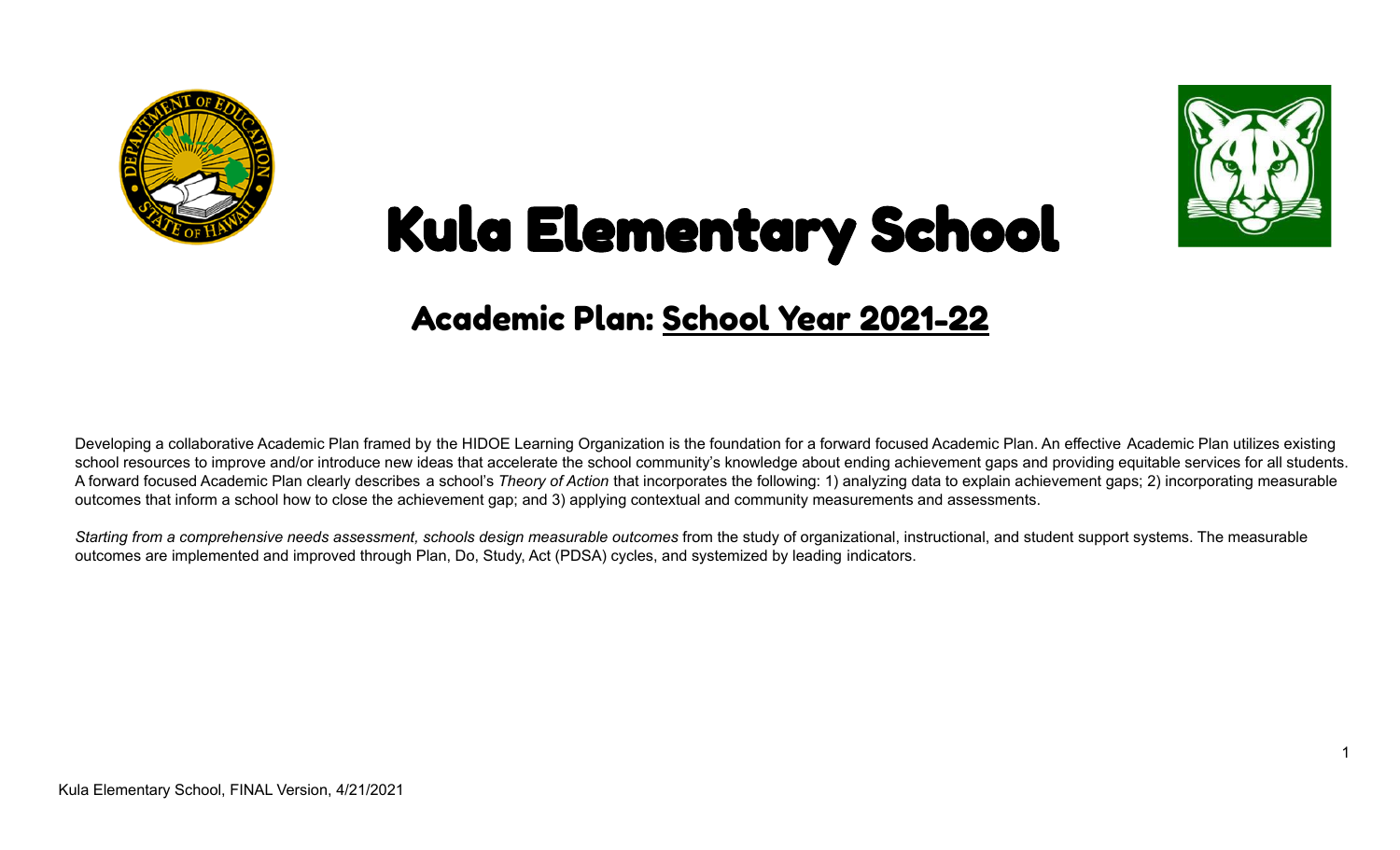# Kula Elementary School

## Academic Plan: School Year 2021-22

Developing a collaborative Academic Plan framed by the HIDOE Learning Organization is the foundation for a forward focused Academic Plan. An effective Academic Plan utilizes existing school resources to improve and/or introduce new ideas that accelerate the school community's knowledge about ending achievement gaps and providing equitable services for all students. A forward focused Academic Plan clearly describes a school's *Theory of Action* that incorporates the following: 1) analyzing data to explain achievement gaps; 2) incorporating measurable outcomes that inform a school how to close the achievement gap; and 3) applying contextual and community measurements and assessments.

*Starting from a comprehensive needs assessment, schools design measurable outcomes* from the study of organizational, instructional, and student support systems. The measurable outcomes are implemented and improved through Plan, Do, Study, Act (PDSA) cycles, and systemized by leading indicators.

Kula Elementary School, FINAL Version, 4/21/2021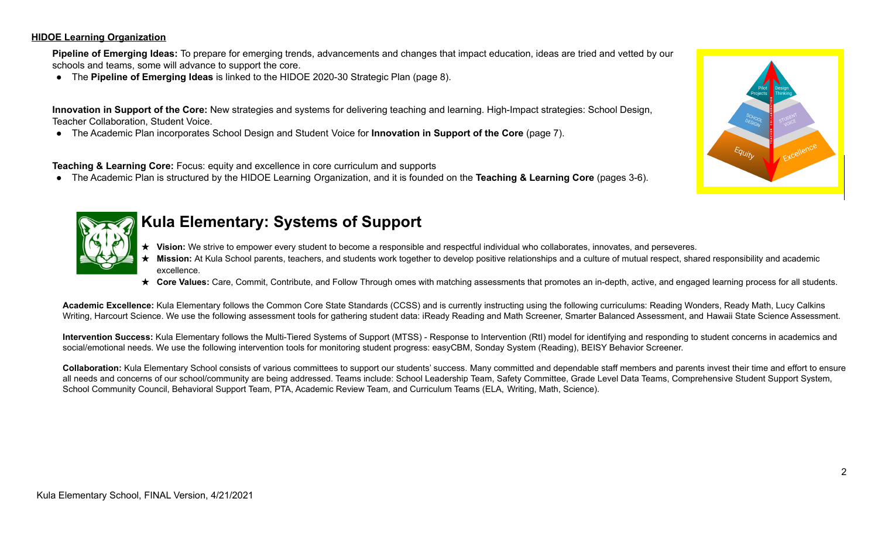**HIDOE Learning Organization**

**Pipeline of Emerging Ideas:** To prepare for emerging trends, advancements and changes that impact education, ideas are tried and vetted by our schools and teams, some will advance to support the core.

- The **Pipeline of Emerging Ideas** is linked to the HIDOE 2020-30 Strategic Plan (page 8).

**Innovation in Support of the Core:** New strategies and systems for delivering teaching and learning. High-Impact strategies: School Design, Teacher Collaboration, Student Voice.

- The Academic Plan incorporates School Design and Student Voice for **Innovation in Support of the Core** (page 7).

**Teaching & Learning Core:** Focus: equity and excellence in core curriculum and supports

- The Academic Plan is structured by the HIDOE Learning Organization, and it is founded on the **Teaching & Learning Core** (pages 3-6).

# Kula Elementary: Systems of Support

★ **Vision:** We strive to empower every student to become a responsible and respectful individual who collaborates, innovates, and perseveres.

★ **Mission:** At Kula School parents, teachers, and students work together to develop positive relationships and a culture of mutual respect, shared responsibility and academic excellence.

★ **Core Values:** Care, Commit, Contribute, and Follow Through omes with matching assessments that promotes an in-depth, active, and engaged learning process for all students.

**Academic Excellence:** Kula Elementary follows the Common Core State Standards (CCSS) and is currently instructing using the following curriculums: Reading Wonders, Ready Math, Lucy Calkins Writing, Harcourt Science. We use the following assessment tools for gathering student data: iReady Reading and Math Screener, Smarter Balanced Assessment, and Hawaii State Science Assessment.

**Intervention Success:** Kula Elementary follows the Multi-Tiered Systems of Support (MTSS) - Response to Intervention (RtI) model for identifying and responding to student concerns in academics and social/emotional needs. We use the following intervention tools for monitoring student progress: easyCBM, Sonday System (Reading), BEISY Behavior Screener.

**Collaboration:** Kula Elementary School consists of various committees to support our students' success. Many committed and dependable staff members and parents invest their time and effort to ensure all needs and concerns of our school/community are being addressed. Teams include: School Leadership Team, Safety Committee, Grade Level Data Teams, Comprehensive Student Support System, School Community Council, Behavioral Support Team, PTA, Academic Review Team, and Curriculum Teams (ELA, Writing, Math, Science).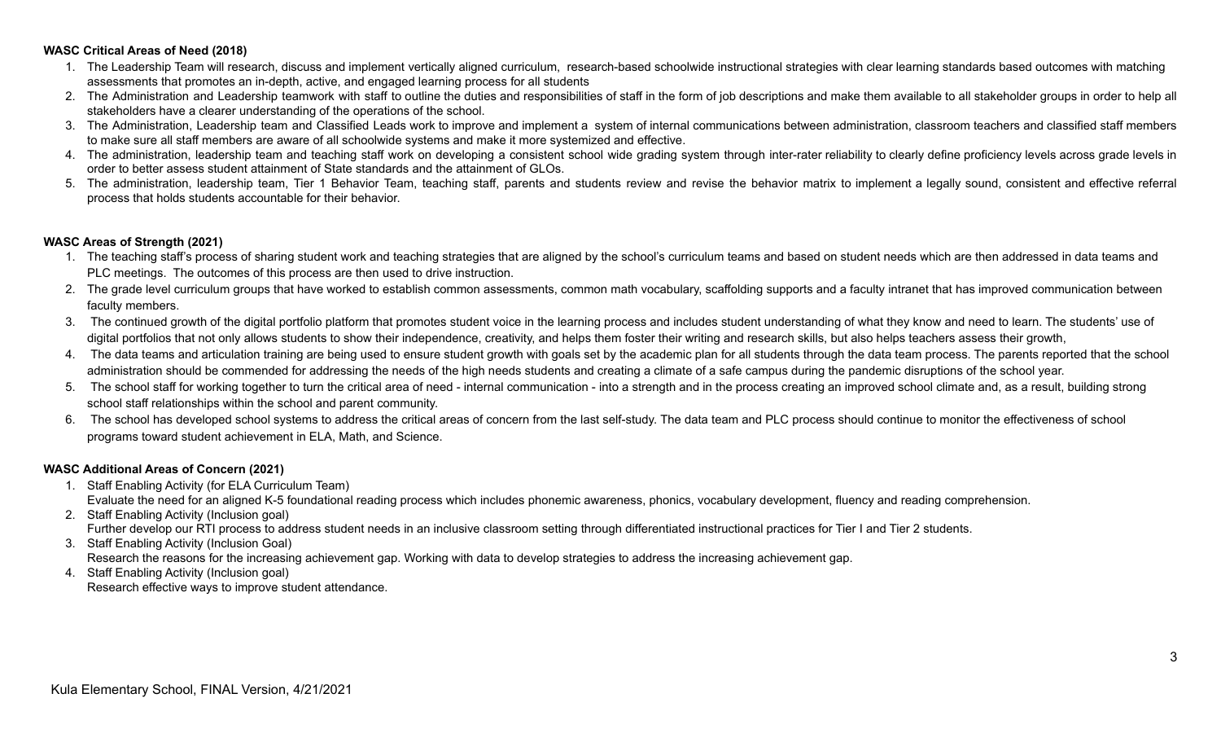**WASC Critical Areas of Need (2018)**

1. The Leadership Team will research, discuss and implement vertically aligned curriculum, research-based schoolwide instructional strategies with clear learning standards based outcomes with matching assessments that promotes an in-depth, active, and engaged learning process for all students
2. The Administration and Leadership teamwork with staff to outline the duties and responsibilities of staff in the form of job descriptions and make them available to all stakeholder groups in order to help all stakeholders have a clearer understanding of the operations of the school.
3. The Administration, Leadership team and Classified Leads work to improve and implement a system of internal communications between administration, classroom teachers and classified staff members to make sure all staff members are aware of all schoolwide systems and make it more systemized and effective.
4. The administration, leadership team and teaching staff work on developing a consistent school wide grading system through inter-rater reliability to clearly define proficiency levels across grade levels in order to better assess student attainment of State standards and the attainment of GLOs.
5. The administration, leadership team, Tier 1 Behavior Team, teaching staff, parents and students review and revise the behavior matrix to implement a legally sound, consistent and effective referral process that holds students accountable for their behavior.

**WASC Areas of Strength (2021)**

1. The teaching staff's process of sharing student work and teaching strategies that are aligned by the school's curriculum teams and based on student needs which are then addressed in data teams and PLC meetings. The outcomes of this process are then used to drive instruction.
2. The grade level curriculum groups that have worked to establish common assessments, common math vocabulary, scaffolding supports and a faculty intranet that has improved communication between faculty members.
3. The continued growth of the digital portfolio platform that promotes student voice in the learning process and includes student understanding of what they know and need to learn. The students' use of digital portfolios that not only allows students to show their independence, creativity, and helps them foster their writing and research skills, but also helps teachers assess their growth,
4. The data teams and articulation training are being used to ensure student growth with goals set by the academic plan for all students through the data team process. The parents reported that the school administration should be commended for addressing the needs of the high needs students and creating a climate of a safe campus during the pandemic disruptions of the school year.
5. The school staff for working together to turn the critical area of need - internal communication - into a strength and in the process creating an improved school climate and, as a result, building strong school staff relationships within the school and parent community.
6. The school has developed school systems to address the critical areas of concern from the last self-study. The data team and PLC process should continue to monitor the effectiveness of school programs toward student achievement in ELA, Math, and Science.

**WASC Additional Areas of Concern (2021)**

1. Staff Enabling Activity (for ELA Curriculum Team)
   Evaluate the need for an aligned K-5 foundational reading process which includes phonemic awareness, phonics, vocabulary development, fluency and reading comprehension.
2. Staff Enabling Activity (Inclusion goal)
   Further develop our RTI process to address student needs in an inclusive classroom setting through differentiated instructional practices for Tier I and Tier 2 students.
3. Staff Enabling Activity (Inclusion Goal)
   Research the reasons for the increasing achievement gap. Working with data to develop strategies to address the increasing achievement gap.
4. Staff Enabling Activity (Inclusion goal)
   Research effective ways to improve student attendance.

Kula Elementary School, FINAL Version, 4/21/2021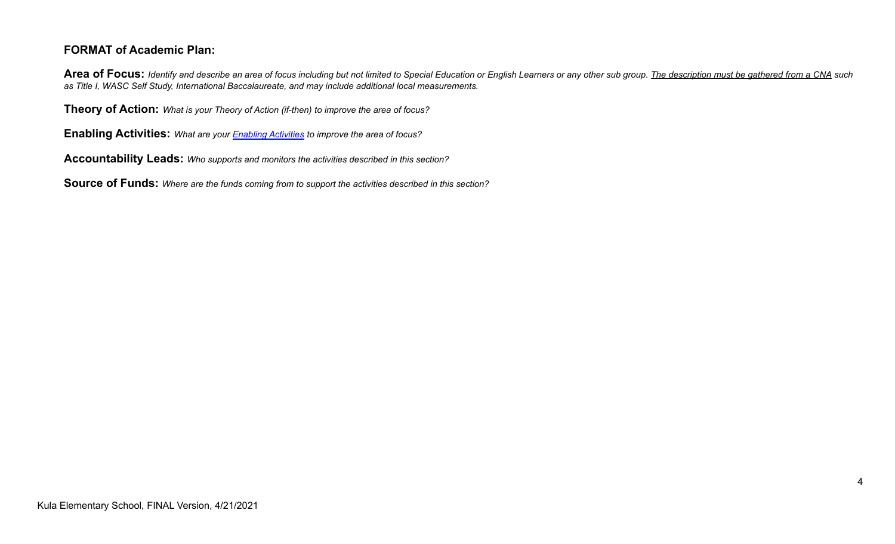### FORMAT of Academic Plan:

**Area of Focus:** *Identify and describe an area of focus including but not limited to Special Education or English Learners or any other sub group. The description must be gathered from a CNA such as Title I, WASC Self Study, International Baccalaureate, and may include additional local measurements.*

**Theory of Action:** *What is your Theory of Action (if-then) to improve the area of focus?*

**Enabling Activities:** *What are your [Enabling Activities] to improve the area of focus?*

**Accountability Leads:** *Who supports and monitors the activities described in this section?*

**Source of Funds:** *Where are the funds coming from to support the activities described in this section?*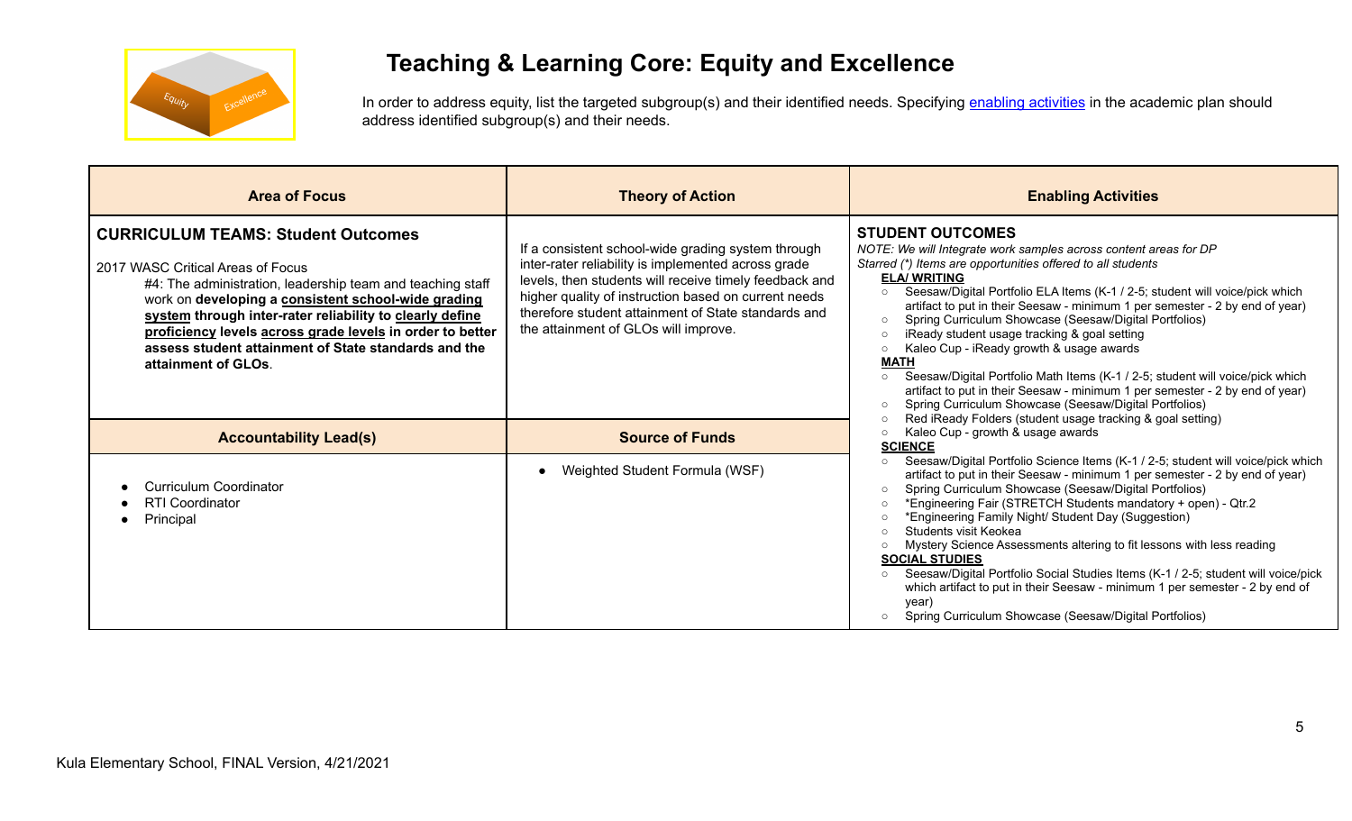# Teaching & Learning Core: Equity and Excellence

In order to address equity, list the targeted subgroup(s) and their identified needs. Specifying enabling activities in the academic plan should address identified subgroup(s) and their needs.

| Area of Focus | Theory of Action | Enabling Activities |
|---|---|---|
| **CURRICULUM TEAMS: Student Outcomes**<br><br>2017 WASC Critical Areas of Focus<br>#4: The administration, leadership team and teaching staff work on **developing a consistent school-wide grading system through inter-rater reliability to clearly define proficiency levels across grade levels in order to better assess student attainment of State standards and the attainment of GLOs**. | If a consistent school-wide grading system through inter-rater reliability is implemented across grade levels, then students will receive timely feedback and higher quality of instruction based on current needs therefore student attainment of State standards and the attainment of GLOs will improve. | **STUDENT OUTCOMES**<br>*NOTE: We will Integrate work samples across content areas for DP*<br>*Starred (*) Items are opportunities offered to all students*<br>**ELA/ WRITING**<br>○ Seesaw/Digital Portfolio ELA Items (K-1 / 2-5; student will voice/pick which artifact to put in their Seesaw - minimum 1 per semester - 2 by end of year)<br>○ Spring Curriculum Showcase (Seesaw/Digital Portfolios)<br>○ iReady student usage tracking & goal setting<br>○ Kaleo Cup - iReady growth & usage awards<br>**MATH**<br>○ Seesaw/Digital Portfolio Math Items (K-1 / 2-5; student will voice/pick which artifact to put in their Seesaw - minimum 1 per semester - 2 by end of year)<br>○ Spring Curriculum Showcase (Seesaw/Digital Portfolios)<br>○ Red iReady Folders (student usage tracking & goal setting)<br>○ Kaleo Cup - growth & usage awards<br>**SCIENCE**<br>○ Seesaw/Digital Portfolio Science Items (K-1 / 2-5; student will voice/pick which artifact to put in their Seesaw - minimum 1 per semester - 2 by end of year)<br>○ Spring Curriculum Showcase (Seesaw/Digital Portfolios)<br>○ *Engineering Fair (STRETCH Students mandatory + open) - Qtr.2<br>○ *Engineering Family Night/ Student Day (Suggestion)<br>○ Students visit Keokea<br>○ Mystery Science Assessments altering to fit lessons with less reading<br>**SOCIAL STUDIES**<br>○ Seesaw/Digital Portfolio Social Studies Items (K-1 / 2-5; student will voice/pick which artifact to put in their Seesaw - minimum 1 per semester - 2 by end of year)<br>○ Spring Curriculum Showcase (Seesaw/Digital Portfolios) |
| **Accountability Lead(s)** | **Source of Funds** | |
| • Curriculum Coordinator<br>• RTI Coordinator<br>• Principal | • Weighted Student Formula (WSF) | |

Kula Elementary School, FINAL Version, 4/21/2021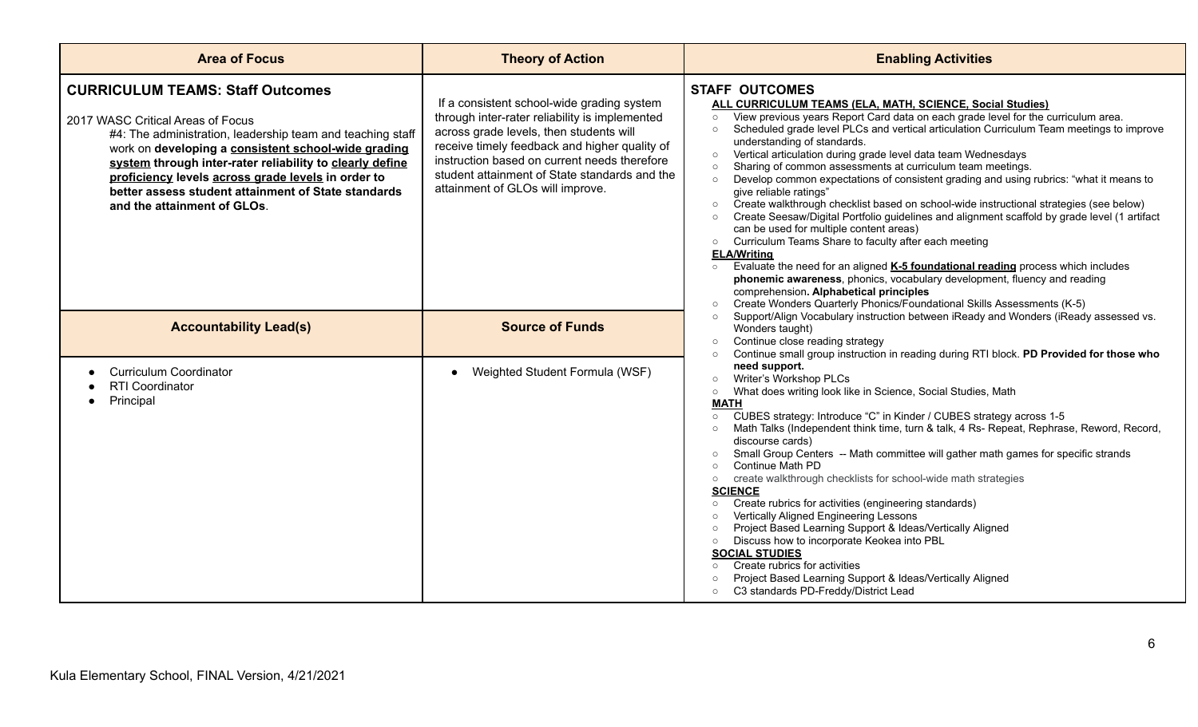| Area of Focus | Theory of Action | Enabling Activities |
|---|---|---|
| **CURRICULUM TEAMS: Staff Outcomes**<br><br>2017 WASC Critical Areas of Focus<br>#4: The administration, leadership team and teaching staff work on **developing a consistent school-wide grading system through inter-rater reliability to clearly define proficiency levels across grade levels in order to better assess student attainment of State standards and the attainment of GLOs**. | If a consistent school-wide grading system through inter-rater reliability is implemented across grade levels, then students will receive timely feedback and higher quality of instruction based on current needs therefore student attainment of State standards and the attainment of GLOs will improve. | **STAFF OUTCOMES**<br>**ALL CURRICULUM TEAMS (ELA, MATH, SCIENCE, Social Studies)**<br>○ View previous years Report Card data on each grade level for the curriculum area.<br>○ Scheduled grade level PLCs and vertical articulation Curriculum Team meetings to improve understanding of standards.<br>○ Vertical articulation during grade level data team Wednesdays<br>○ Sharing of common assessments at curriculum team meetings.<br>○ Develop common expectations of consistent grading and using rubrics: "what it means to give reliable ratings"<br>○ Create walkthrough checklist based on school-wide instructional strategies (see below)<br>○ Create Seesaw/Digital Portfolio guidelines and alignment scaffold by grade level (1 artifact can be used for multiple content areas)<br>○ Curriculum Teams Share to faculty after each meeting<br>**ELA/Writing**<br>○ Evaluate the need for an aligned **K-5 foundational reading** process which includes **phonemic awareness**, phonics, vocabulary development, fluency and reading comprehension**. Alphabetical principles**<br>○ Create Wonders Quarterly Phonics/Foundational Skills Assessments (K-5)<br>○ Support/Align Vocabulary instruction between iReady and Wonders (iReady assessed vs. Wonders taught)<br>○ Continue close reading strategy<br>○ Continue small group instruction in reading during RTI block. **PD Provided for those who need support.**<br>○ Writer's Workshop PLCs<br>○ What does writing look like in Science, Social Studies, Math<br>**MATH**<br>○ CUBES strategy: Introduce "C" in Kinder / CUBES strategy across 1-5<br>○ Math Talks (Independent think time, turn & talk, 4 Rs- Repeat, Rephrase, Reword, Record, discourse cards)<br>○ Small Group Centers -- Math committee will gather math games for specific strands<br>○ Continue Math PD<br>○ create walkthrough checklists for school-wide math strategies<br>**SCIENCE**<br>○ Create rubrics for activities (engineering standards)<br>○ Vertically Aligned Engineering Lessons<br>○ Project Based Learning Support & Ideas/Vertically Aligned<br>○ Discuss how to incorporate Keokea into PBL<br>**SOCIAL STUDIES**<br>○ Create rubrics for activities<br>○ Project Based Learning Support & Ideas/Vertically Aligned<br>○ C3 standards PD-Freddy/District Lead |
| **Accountability Lead(s)** | **Source of Funds** | |
| • Curriculum Coordinator<br>• RTI Coordinator<br>• Principal | • Weighted Student Formula (WSF) | |

Kula Elementary School, FINAL Version, 4/21/2021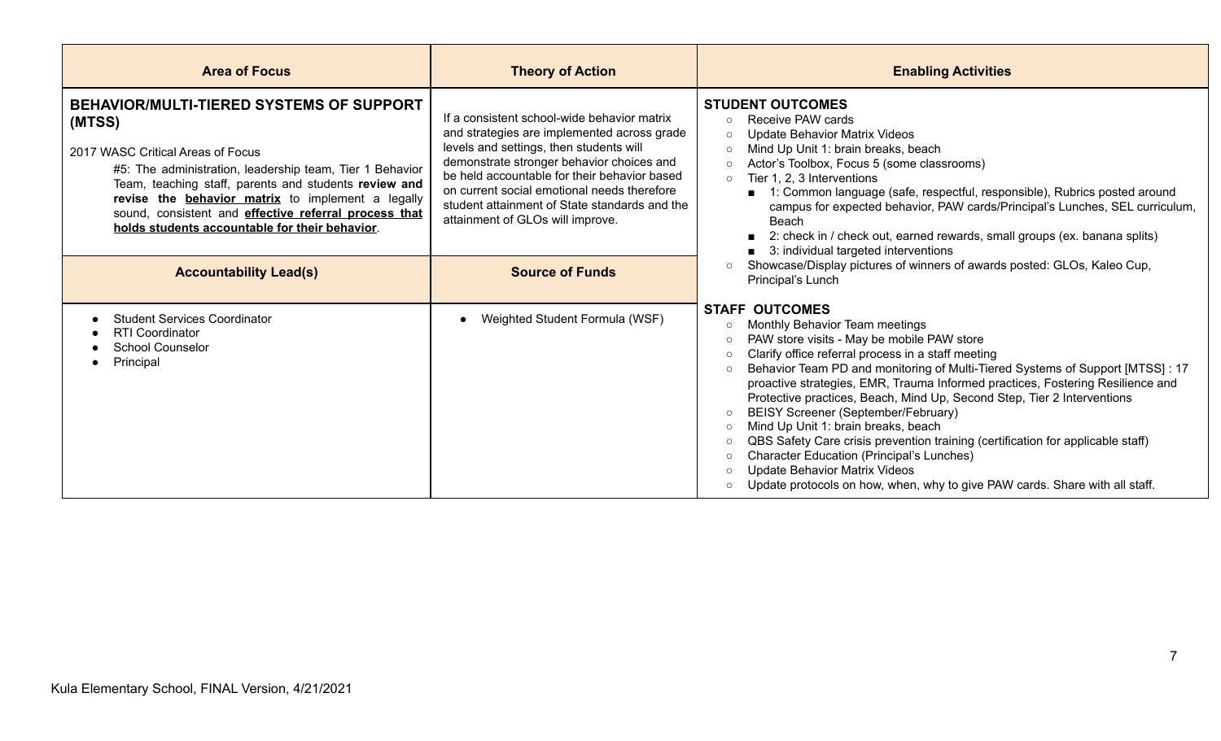| Area of Focus | Theory of Action | Enabling Activities |
|---|---|---|
| **BEHAVIOR/MULTI-TIERED SYSTEMS OF SUPPORT (MTSS)**<br><br>2017 WASC Critical Areas of Focus<br><br>#5: The administration, leadership team, Tier 1 Behavior Team, teaching staff, parents and students **review and revise the <u>behavior matrix</u>** to implement a legally sound, consistent and **<u>effective referral process that holds students accountable for their behavior</u>**. | If a consistent school-wide behavior matrix and strategies are implemented across grade levels and settings, then students will demonstrate stronger behavior choices and be held accountable for their behavior based on current social emotional needs therefore student attainment of State standards and the attainment of GLOs will improve. | **STUDENT OUTCOMES**<br>○ Receive PAW cards<br>○ Update Behavior Matrix Videos<br>○ Mind Up Unit 1: brain breaks, beach<br>○ Actor's Toolbox, Focus 5 (some classrooms)<br>○ Tier 1, 2, 3 Interventions<br>&nbsp;&nbsp;■ 1: Common language (safe, respectful, responsible), Rubrics posted around campus for expected behavior, PAW cards/Principal's Lunches, SEL curriculum, Beach<br>&nbsp;&nbsp;■ 2: check in / check out, earned rewards, small groups (ex. banana splits)<br>&nbsp;&nbsp;■ 3: individual targeted interventions<br>○ Showcase/Display pictures of winners of awards posted: GLOs, Kaleo Cup, Principal's Lunch<br><br>**STAFF OUTCOMES**<br>○ Monthly Behavior Team meetings<br>○ PAW store visits - May be mobile PAW store<br>○ Clarify office referral process in a staff meeting<br>○ Behavior Team PD and monitoring of Multi-Tiered Systems of Support [MTSS] : 17 proactive strategies, EMR, Trauma Informed practices, Fostering Resilience and Protective practices, Beach, Mind Up, Second Step, Tier 2 Interventions<br>○ BEISY Screener (September/February)<br>○ Mind Up Unit 1: brain breaks, beach<br>○ QBS Safety Care crisis prevention training (certification for applicable staff)<br>○ Character Education (Principal's Lunches)<br>○ Update Behavior Matrix Videos<br>○ Update protocols on how, when, why to give PAW cards. Share with all staff. |
| **Accountability Lead(s)** | **Source of Funds** | |
| • Student Services Coordinator<br>• RTI Coordinator<br>• School Counselor<br>• Principal | • Weighted Student Formula (WSF) | |

Kula Elementary School, FINAL Version, 4/21/2021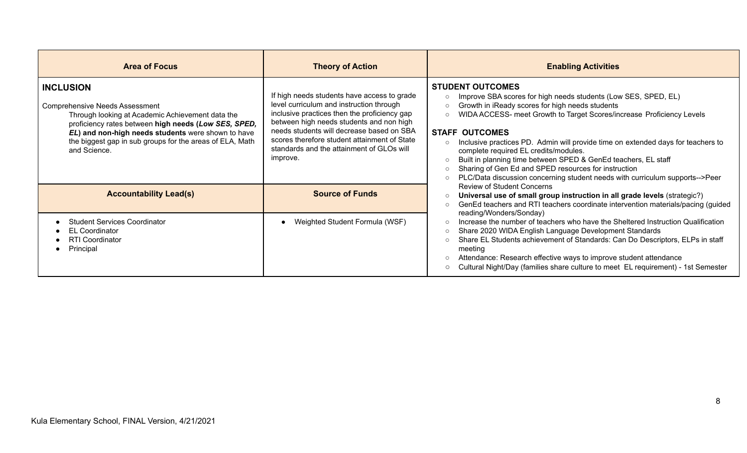| Area of Focus | Theory of Action | Enabling Activities |
|---|---|---|
| **INCLUSION**<br><br>Comprehensive Needs Assessment<br>Through looking at Academic Achievement data the proficiency rates between **high needs (*Low SES, SPED, EL*) and non-high needs students** were shown to have the biggest gap in sub groups for the areas of ELA, Math and Science. | If high needs students have access to grade level curriculum and instruction through inclusive practices then the proficiency gap between high needs students and non high needs students will decrease based on SBA scores therefore student attainment of State standards and the attainment of GLOs will improve. | **STUDENT OUTCOMES**<br>○ Improve SBA scores for high needs students (Low SES, SPED, EL)<br>○ Growth in iReady scores for high needs students<br>○ WIDA ACCESS- meet Growth to Target Scores/increase Proficiency Levels<br><br>**STAFF OUTCOMES**<br>○ Inclusive practices PD. Admin will provide time on extended days for teachers to complete required EL credits/modules.<br>○ Built in planning time between SPED & GenEd teachers, EL staff<br>○ Sharing of Gen Ed and SPED resources for instruction<br>○ PLC/Data discussion concerning student needs with curriculum supports-->Peer Review of Student Concerns<br>○ **Universal use of small group instruction in all grade levels** (strategic?)<br>○ GenEd teachers and RTI teachers coordinate intervention materials/pacing (guided reading/Wonders/Sonday)<br>○ Increase the number of teachers who have the Sheltered Instruction Qualification<br>○ Share 2020 WIDA English Language Development Standards<br>○ Share EL Students achievement of Standards: Can Do Descriptors, ELPs in staff meeting<br>○ Attendance: Research effective ways to improve student attendance<br>○ Cultural Night/Day (families share culture to meet EL requirement) - 1st Semester |
| **Accountability Lead(s)** | **Source of Funds** | |
| • Student Services Coordinator<br>• EL Coordinator<br>• RTI Coordinator<br>• Principal | • Weighted Student Formula (WSF) | |

Kula Elementary School, FINAL Version, 4/21/2021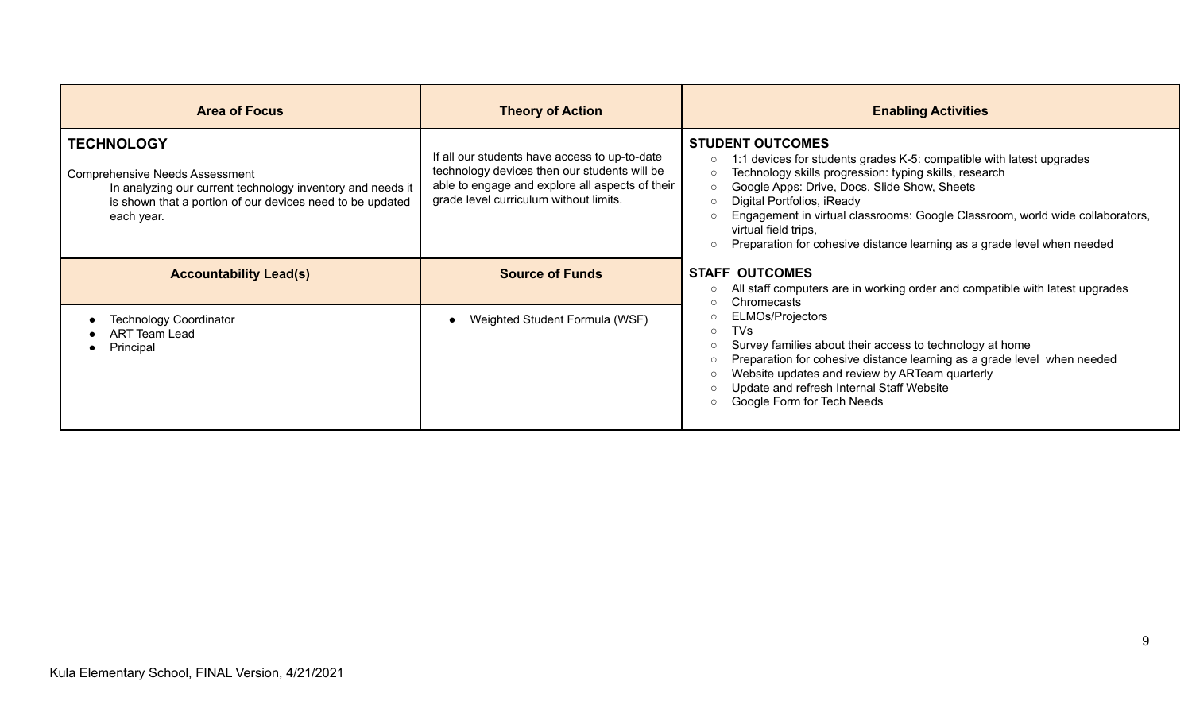| Area of Focus | Theory of Action | Enabling Activities |
|---|---|---|
| **TECHNOLOGY**<br><br>Comprehensive Needs Assessment<br>In analyzing our current technology inventory and needs it is shown that a portion of our devices need to be updated each year. | If all our students have access to up-to-date technology devices then our students will be able to engage and explore all aspects of their grade level curriculum without limits. | **STUDENT OUTCOMES**<br>○ 1:1 devices for students grades K-5: compatible with latest upgrades<br>○ Technology skills progression: typing skills, research<br>○ Google Apps: Drive, Docs, Slide Show, Sheets<br>○ Digital Portfolios, iReady<br>○ Engagement in virtual classrooms: Google Classroom, world wide collaborators, virtual field trips,<br>○ Preparation for cohesive distance learning as a grade level when needed<br><br>**STAFF OUTCOMES**<br>○ All staff computers are in working order and compatible with latest upgrades<br>○ Chromecasts<br>○ ELMOs/Projectors<br>○ TVs<br>○ Survey families about their access to technology at home<br>○ Preparation for cohesive distance learning as a grade level when needed<br>○ Website updates and review by ARTeam quarterly<br>○ Update and refresh Internal Staff Website<br>○ Google Form for Tech Needs |
| **Accountability Lead(s)** | **Source of Funds** | |
| • Technology Coordinator<br>• ART Team Lead<br>• Principal | • Weighted Student Formula (WSF) | |

Kula Elementary School, FINAL Version, 4/21/2021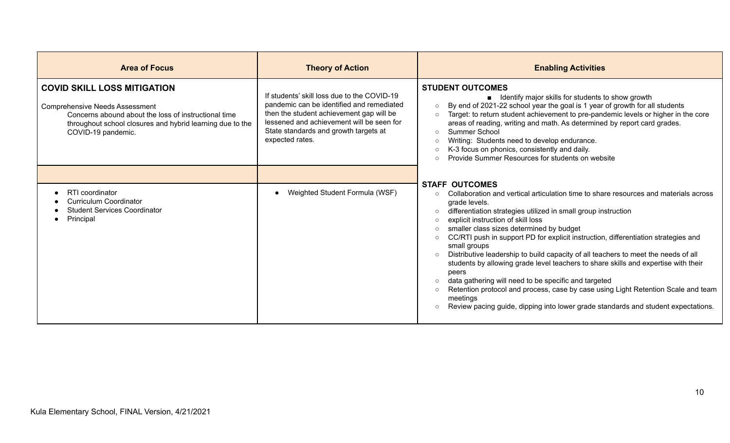| Area of Focus | Theory of Action | Enabling Activities |
|---|---|---|
| **COVID SKILL LOSS MITIGATION**<br><br>Comprehensive Needs Assessment<br>Concerns abound about the loss of instructional time throughout school closures and hybrid learning due to the COVID-19 pandemic. | If students' skill loss due to the COVID-19 pandemic can be identified and remediated then the student achievement gap will be lessened and achievement will be seen for State standards and growth targets at expected rates. | **STUDENT OUTCOMES**<br>■ Identify major skills for students to show growth<br>○ By end of 2021-22 school year the goal is 1 year of growth for all students<br>○ Target: to return student achievement to pre-pandemic levels or higher in the core areas of reading, writing and math. As determined by report card grades.<br>○ Summer School<br>○ Writing: Students need to develop endurance.<br>○ K-3 focus on phonics, consistently and daily.<br>○ Provide Summer Resources for students on website |
| | | |
| • RTI coordinator<br>• Curriculum Coordinator<br>• Student Services Coordinator<br>• Principal | • Weighted Student Formula (WSF) | **STAFF OUTCOMES**<br>○ Collaboration and vertical articulation time to share resources and materials across grade levels.<br>○ differentiation strategies utilized in small group instruction<br>○ explicit instruction of skill loss<br>○ smaller class sizes determined by budget<br>○ CC/RTI push in support PD for explicit instruction, differentiation strategies and small groups<br>○ Distributive leadership to build capacity of all teachers to meet the needs of all students by allowing grade level teachers to share skills and expertise with their peers<br>○ data gathering will need to be specific and targeted<br>○ Retention protocol and process, case by case using Light Retention Scale and team meetings<br>○ Review pacing guide, dipping into lower grade standards and student expectations. |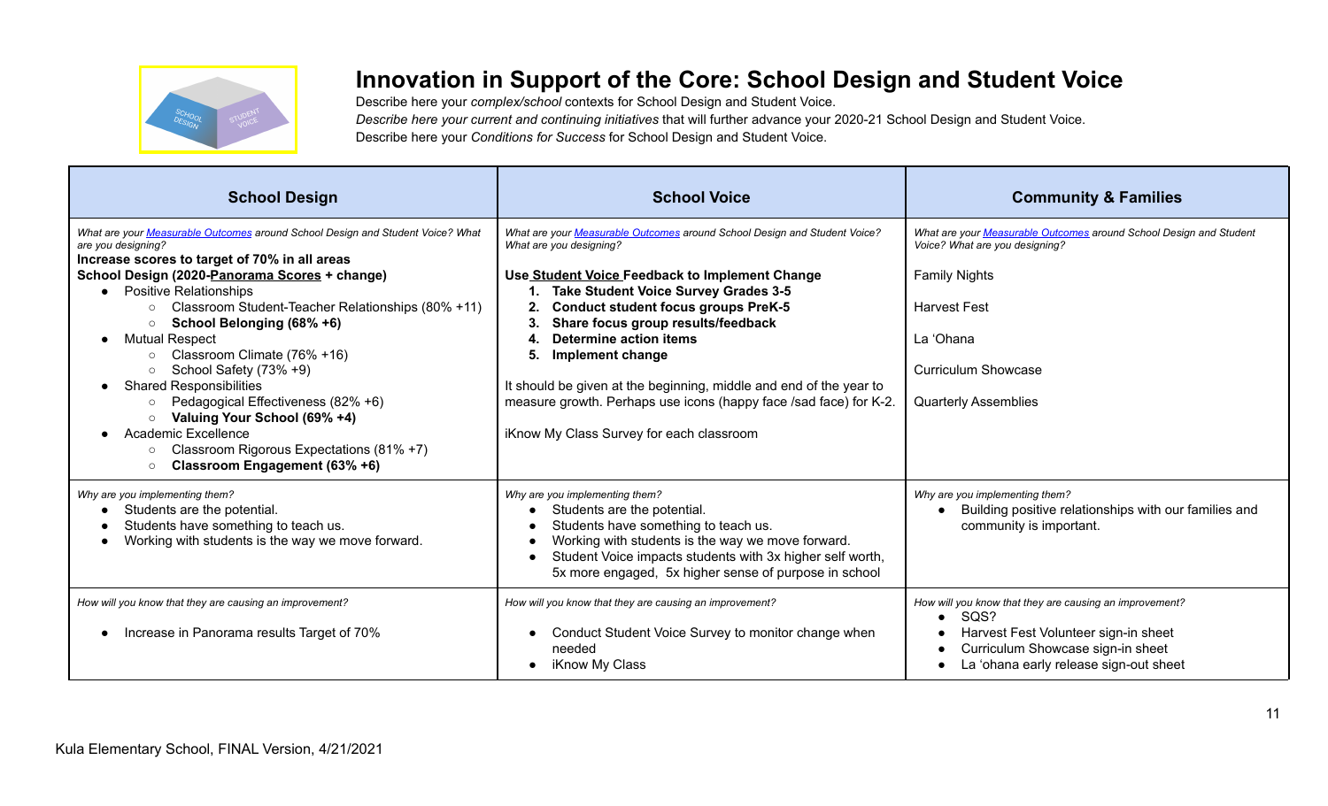# Innovation in Support of the Core: School Design and Student Voice

Describe here your *complex/school* contexts for School Design and Student Voice.
*Describe here your current and continuing initiatives* that will further advance your 2020-21 School Design and Student Voice.
Describe here your *Conditions for Success* for School Design and Student Voice.

| School Design | School Voice | Community & Families |
|---|---|---|
| *What are your Measurable Outcomes around School Design and Student Voice? What are you designing?*<br>**Increase scores to target of 70% in all areas**<br>**School Design (2020-Panorama Scores + change)**<br>• Positive Relationships<br>  ○ Classroom Student-Teacher Relationships (80% +11)<br>  ○ **School Belonging (68% +6)**<br>• Mutual Respect<br>  ○ Classroom Climate (76% +16)<br>  ○ School Safety (73% +9)<br>• Shared Responsibilities<br>  ○ Pedagogical Effectiveness (82% +6)<br>  ○ **Valuing Your School (69% +4)**<br>• Academic Excellence<br>  ○ Classroom Rigorous Expectations (81% +7)<br>  ○ **Classroom Engagement (63% +6)** | *What are your Measurable Outcomes around School Design and Student Voice? What are you designing?*<br>**Use Student Voice Feedback to Implement Change**<br>**1. Take Student Voice Survey Grades 3-5**<br>**2. Conduct student focus groups PreK-5**<br>**3. Share focus group results/feedback**<br>**4. Determine action items**<br>**5. Implement change**<br><br>It should be given at the beginning, middle and end of the year to measure growth. Perhaps use icons (happy face /sad face) for K-2.<br><br>iKnow My Class Survey for each classroom | *What are your Measurable Outcomes around School Design and Student Voice? What are you designing?*<br>Family Nights<br><br>Harvest Fest<br><br>La ʻOhana<br><br>Curriculum Showcase<br><br>Quarterly Assemblies |
| *Why are you implementing them?*<br>• Students are the potential.<br>• Students have something to teach us.<br>• Working with students is the way we move forward. | *Why are you implementing them?*<br>• Students are the potential.<br>• Students have something to teach us.<br>• Working with students is the way we move forward.<br>• Student Voice impacts students with 3x higher self worth, 5x more engaged, 5x higher sense of purpose in school | *Why are you implementing them?*<br>• Building positive relationships with our families and community is important. |
| *How will you know that they are causing an improvement?*<br>• Increase in Panorama results Target of 70% | *How will you know that they are causing an improvement?*<br>• Conduct Student Voice Survey to monitor change when needed<br>• iKnow My Class | *How will you know that they are causing an improvement?*<br>• SQS?<br>• Harvest Fest Volunteer sign-in sheet<br>• Curriculum Showcase sign-in sheet<br>• La ʻohana early release sign-out sheet |

Kula Elementary School, FINAL Version, 4/21/2021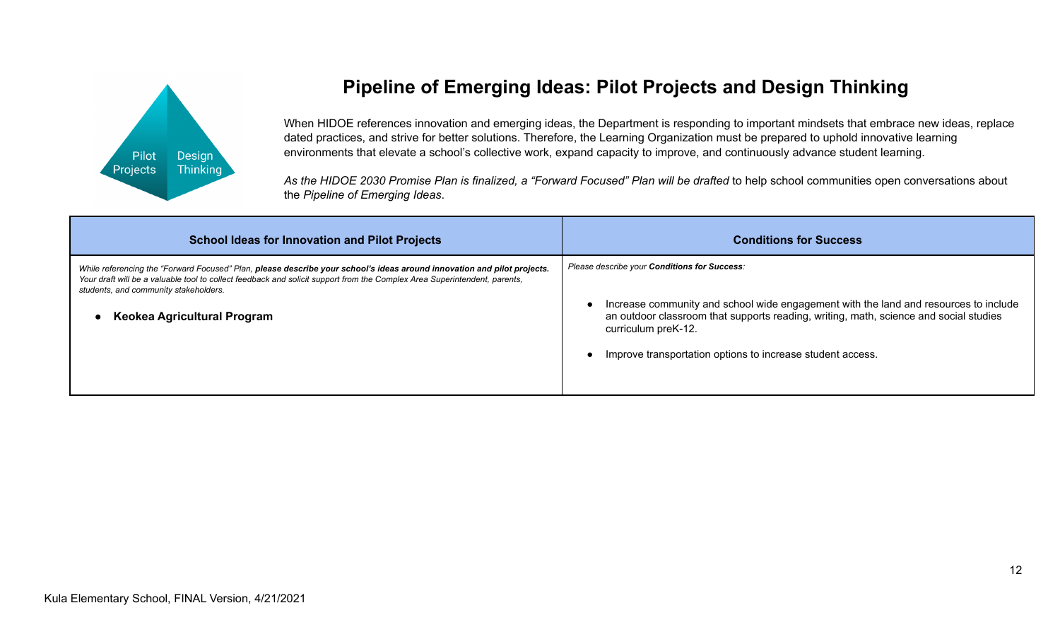Pilot Projects

Design Thinking

# Pipeline of Emerging Ideas: Pilot Projects and Design Thinking

When HIDOE references innovation and emerging ideas, the Department is responding to important mindsets that embrace new ideas, replace dated practices, and strive for better solutions. Therefore, the Learning Organization must be prepared to uphold innovative learning environments that elevate a school's collective work, expand capacity to improve, and continuously advance student learning.

*As the HIDOE 2030 Promise Plan is finalized, a "Forward Focused" Plan will be drafted* to help school communities open conversations about the *Pipeline of Emerging Ideas*.

| School Ideas for Innovation and Pilot Projects | Conditions for Success |
|---|---|
| *While referencing the "Forward Focused" Plan, **please describe your school's ideas around innovation and pilot projects.** Your draft will be a valuable tool to collect feedback and solicit support from the Complex Area Superintendent, parents, students, and community stakeholders.*<br><br>• **Keokea Agricultural Program** | *Please describe your **Conditions for Success**:*<br><br>• Increase community and school wide engagement with the land and resources to include an outdoor classroom that supports reading, writing, math, science and social studies curriculum preK-12.<br><br>• Improve transportation options to increase student access. |

Kula Elementary School, FINAL Version, 4/21/2021